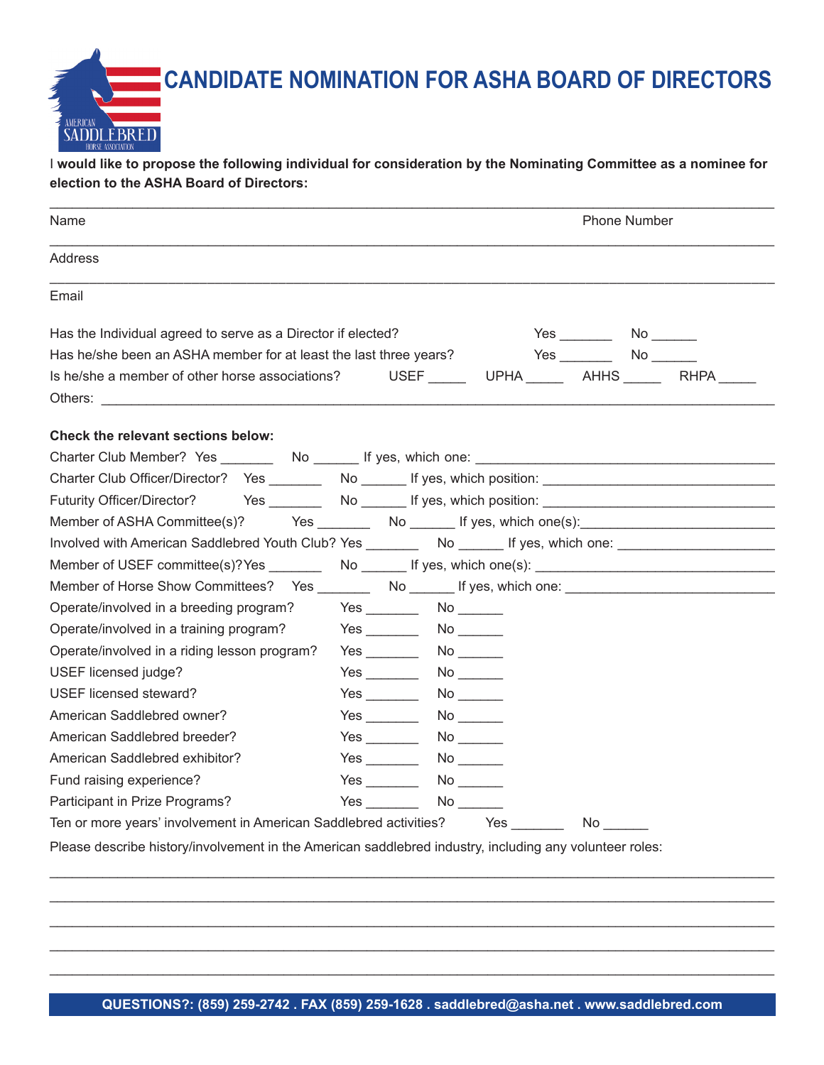# CANDIDATE NOMINATION FOR ASHA BOARD OF DIRECTORS

I **would like to propose the following individual for consideration by the Nominating Committee as a nominee for election to the ASHA Board of Directors:**

______________________________________________________________________________

Name Phone Number

______________________________________________________________________________

Address

______________________________________________________________________________

Email

Has the Individual agreed to serve as a Director if elected? Yes _______ No ______

Has he/she been an ASHA member for at least the last three years? Yes _______ No ______

Is he/she a member of other horse associations? USEF _____ UPHA _____ AHHS _____ RHPA _____

Others: ______________________________________________________________________

**Check the relevant sections below:**

Charter Club Member? Yes _______ No ______ If yes, which one: ______________________

Charter Club Officer/Director? Yes _______ No ______ If yes, which position: ______________________

Futurity Officer/Director? Yes _______ No ______ If yes, which position: ______________________

Member of ASHA Committee(s)? Yes _______ No ______ If yes, which one(s):______________________

Involved with American Saddlebred Youth Club? Yes _______ No ______ If yes, which one: ______________________

Member of USEF committee(s)?Yes _______ No ______ If yes, which one(s): ______________________

Member of Horse Show Committees? Yes _______ No ______ If yes, which one: ______________________

Operate/involved in a breeding program? Yes _______ No ______

Operate/involved in a training program? Yes _______ No ______

Operate/involved in a riding lesson program? Yes _______ No ______

USEF licensed judge? Yes _______ No ______

USEF licensed steward? Yes _______ No ______

American Saddlebred owner? Yes _______ No ______

American Saddlebred breeder? Yes _______ No ______

American Saddlebred exhibitor? Yes _______ No ______

Fund raising experience? Yes _______ No ______

Participant in Prize Programs? Yes _______ No ______

Ten or more years' involvement in American Saddlebred activities? Yes _______ No ______

Please describe history/involvement in the American saddlebred industry, including any volunteer roles:

______________________________________________________________________________

______________________________________________________________________________

______________________________________________________________________________

______________________________________________________________________________

______________________________________________________________________________

**QUESTIONS?: (859) 259-2742 . FAX (859) 259-1628 . saddlebred@asha.net . www.saddlebred.com**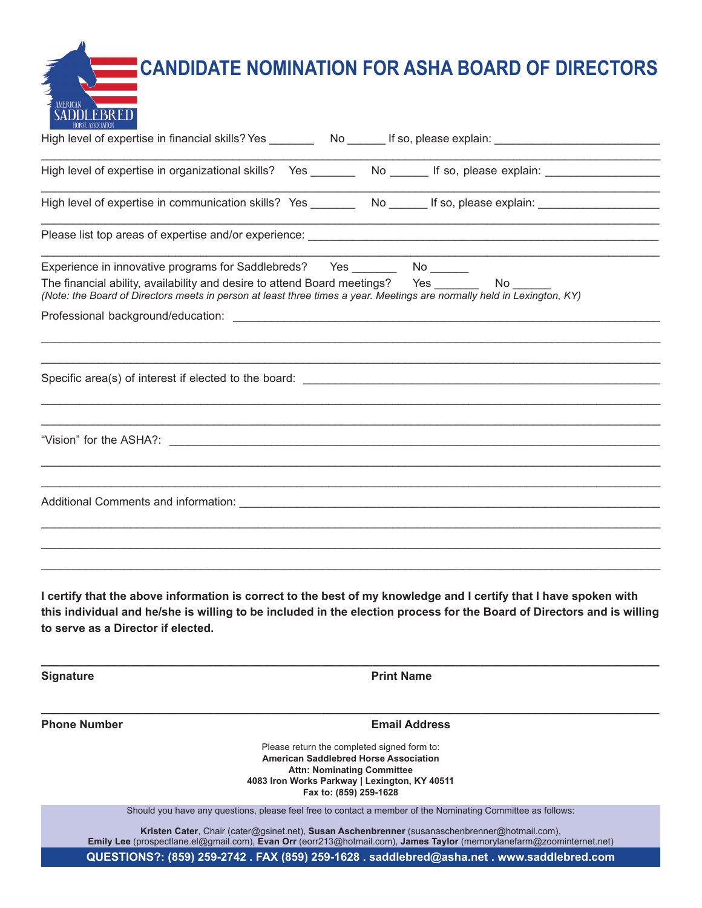# CANDIDATE NOMINATION FOR ASHA BOARD OF DIRECTORS

High level of expertise in financial skills? Yes _______ No ______ If so, please explain: ________________________

_____________________________________________________________________________________

High level of expertise in organizational skills? Yes _______ No ______ If so, please explain: _________________

_____________________________________________________________________________________

High level of expertise in communication skills? Yes _______ No ______ If so, please explain: __________________

_____________________________________________________________________________________

Please list top areas of expertise and/or experience: ______________________________________________________

_____________________________________________________________________________________

Experience in innovative programs for Saddlebreds? Yes _______ No ______

The financial ability, availability and desire to attend Board meetings? Yes _______ No ______

*(Note: the Board of Directors meets in person at least three times a year. Meetings are normally held in Lexington, KY)*

Professional background/education: ________________________________________________________________

_____________________________________________________________________________________

_____________________________________________________________________________________

Specific area(s) of interest if elected to the board: ______________________________________________________

_____________________________________________________________________________________

_____________________________________________________________________________________

"Vision" for the ASHA?: ___________________________________________________________________________

_____________________________________________________________________________________

_____________________________________________________________________________________

Additional Comments and information: ________________________________________________________________

_____________________________________________________________________________________

_____________________________________________________________________________________

_____________________________________________________________________________________

**I certify that the above information is correct to the best of my knowledge and I certify that I have spoken with this individual and he/she is willing to be included in the election process for the Board of Directors and is willing to serve as a Director if elected.**

_____________________________________________________________________________________

**Signature** **Print Name**

_____________________________________________________________________________________

**Phone Number** **Email Address**

Please return the completed signed form to:
**American Saddlebred Horse Association**
**Attn: Nominating Committee**
**4083 Iron Works Parkway | Lexington, KY 40511**
**Fax to: (859) 259-1628**

Should you have any questions, please feel free to contact a member of the Nominating Committee as follows:

**Kristen Cater**, Chair (cater@gsinet.net), **Susan Aschenbrenner** (susanaschenbrenner@hotmail.com), **Emily Lee** (prospectlane.el@gmail.com), **Evan Orr** (eorr213@hotmail.com), **James Taylor** (memorylanefarm@zoominternet.net)

**QUESTIONS?: (859) 259-2742 . FAX (859) 259-1628 . saddlebred@asha.net . www.saddlebred.com**